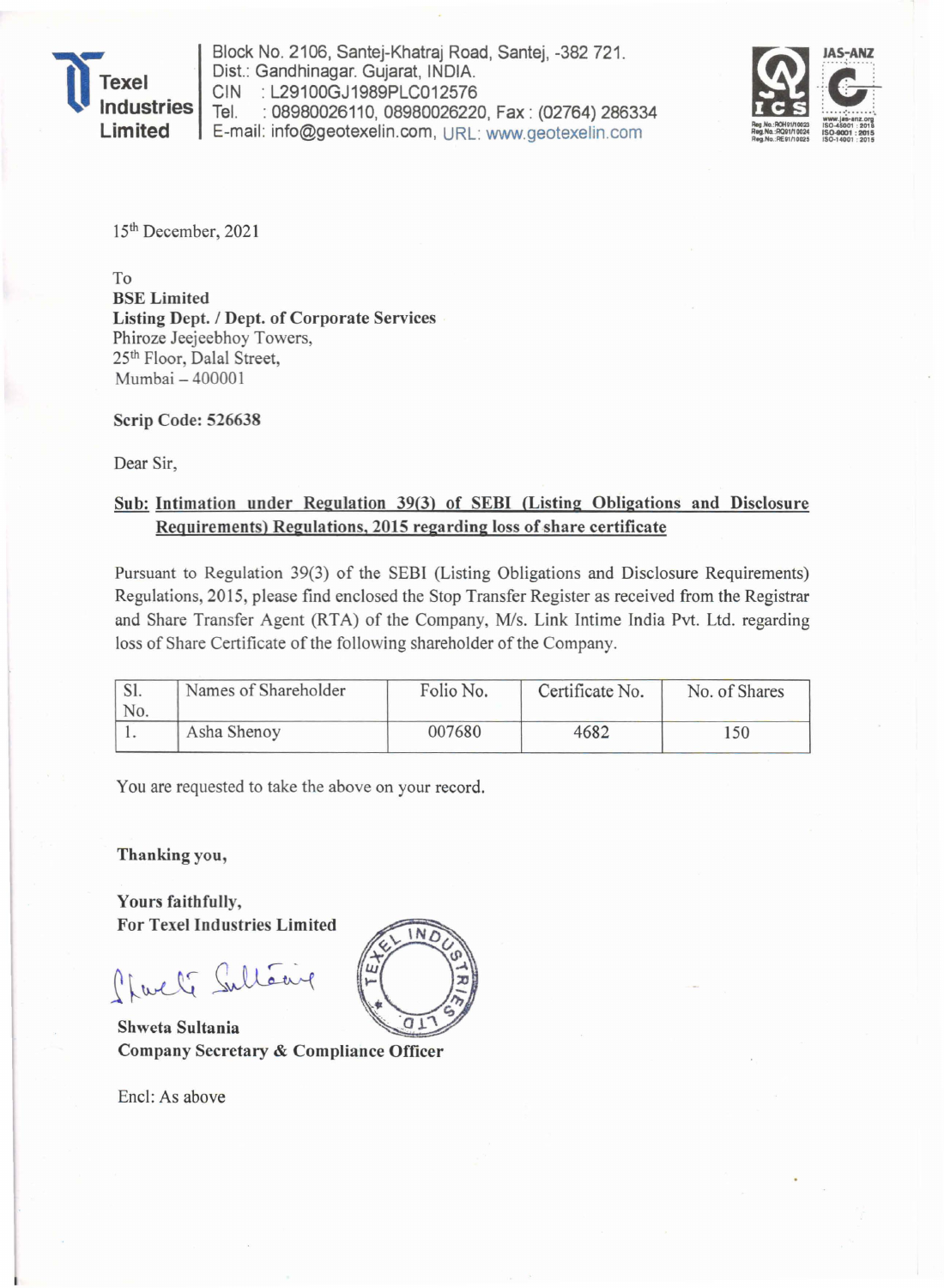**Texel Industries Limited**

Block No. 2106, Santej-Khatraj Road, Santej, -382 721.
Dist.: Gandhinagar. Gujarat, INDIA.
CIN : L29100GJ1989PLC012576
Tel. : 08980026110, 08980026220, Fax : (02764) 286334
E-mail: info@geotexelin.com, URL: www.geotexelin.com

15th December, 2021

To
**BSE Limited**
**Listing Dept. / Dept. of Corporate Services**
Phiroze Jeejeebhoy Towers,
25th Floor, Dalal Street,
Mumbai – 400001

**Scrip Code: 526638**

Dear Sir,

**Sub: Intimation under Regulation 39(3) of SEBI (Listing Obligations and Disclosure Requirements) Regulations, 2015 regarding loss of share certificate**

Pursuant to Regulation 39(3) of the SEBI (Listing Obligations and Disclosure Requirements) Regulations, 2015, please find enclosed the Stop Transfer Register as received from the Registrar and Share Transfer Agent (RTA) of the Company, M/s. Link Intime India Pvt. Ltd. regarding loss of Share Certificate of the following shareholder of the Company.

| Sl. No. | Names of Shareholder | Folio No. | Certificate No. | No. of Shares |
|---|---|---|---|---|
| 1. | Asha Shenoy | 007680 | 4682 | 150 |

You are requested to take the above on your record.

**Thanking you,**

**Yours faithfully,**
**For Texel Industries Limited**

**Shweta Sultania**
**Company Secretary & Compliance Officer**

Encl: As above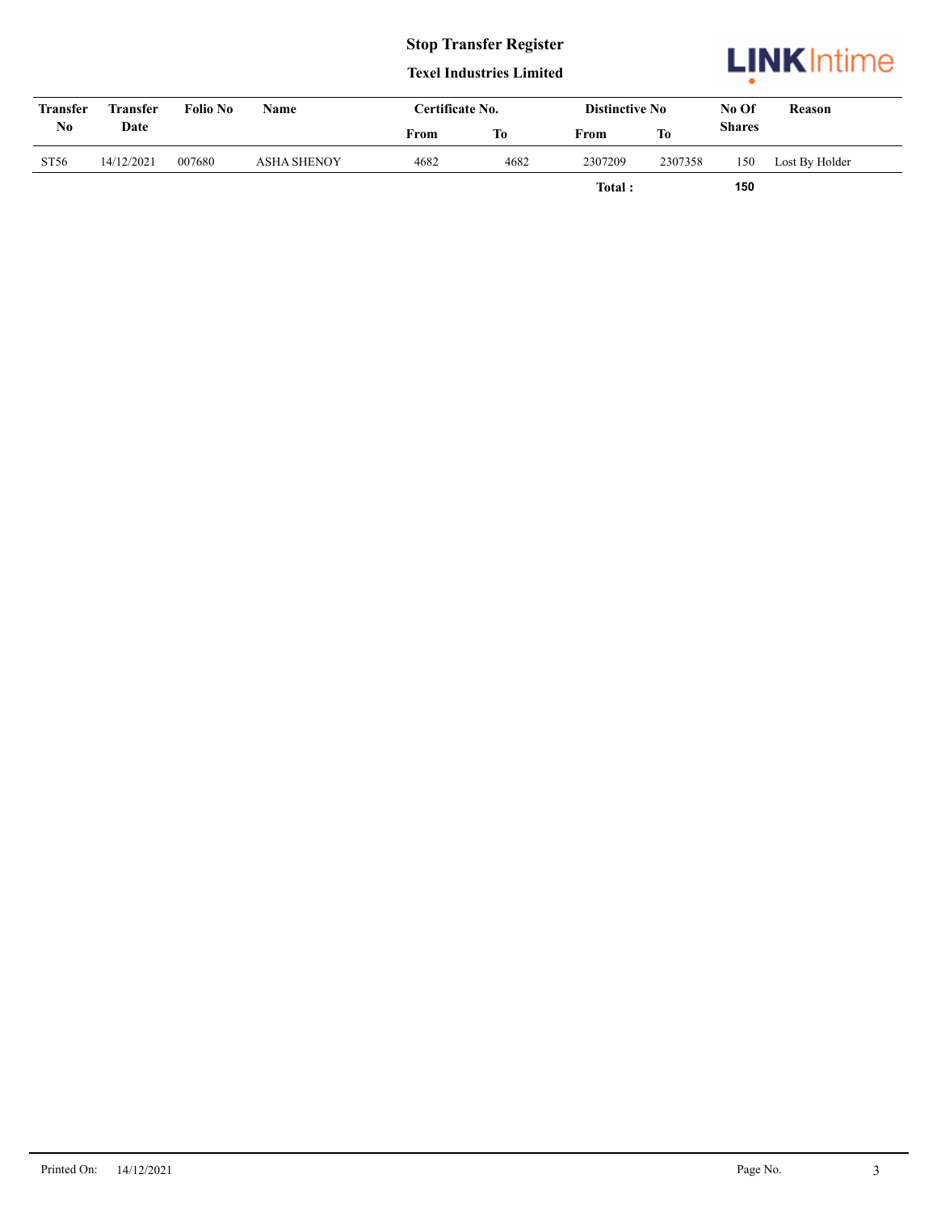**Stop Transfer Register**

**Texel Industries Limited**

| Transfer No | Transfer Date | Folio No | Name | Certificate No. From | Certificate No. To | Distinctive No From | Distinctive No To | No Of Shares | Reason |
|---|---|---|---|---|---|---|---|---|---|
| ST56 | 14/12/2021 | 007680 | ASHA SHENOY | 4682 | 4682 | 2307209 | 2307358 | 150 | Lost By Holder |
| | | | | | | **Total :** | | **150** | |

Printed On: 14/12/2021